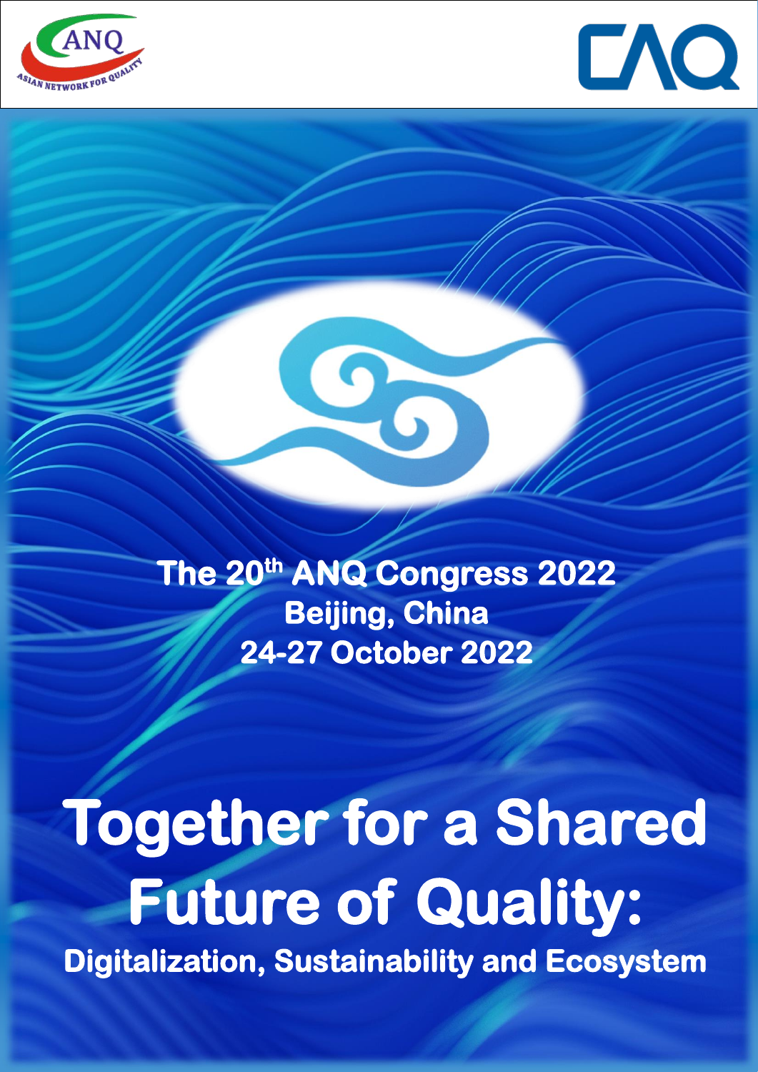ANQ
ASIAN NETWORK FOR QUALITY

CAQ

The 20th ANQ Congress 2022
Beijing, China
24-27 October 2022

# Together for a Shared Future of Quality:

## Digitalization, Sustainability and Ecosystem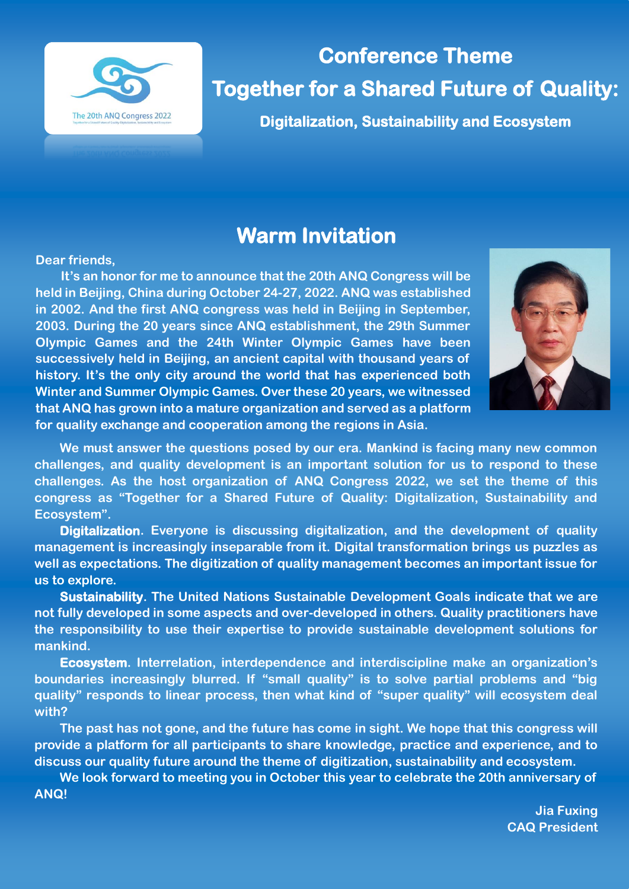# Conference Theme

## Together for a Shared Future of Quality:

### Digitalization, Sustainability and Ecosystem

## Warm Invitation

Dear friends,

It's an honor for me to announce that the 20th ANQ Congress will be held in Beijing, China during October 24-27, 2022. ANQ was established in 2002. And the first ANQ congress was held in Beijing in September, 2003. During the 20 years since ANQ establishment, the 29th Summer Olympic Games and the 24th Winter Olympic Games have been successively held in Beijing, an ancient capital with thousand years of history. It's the only city around the world that has experienced both Winter and Summer Olympic Games. Over these 20 years, we witnessed that ANQ has grown into a mature organization and served as a platform for quality exchange and cooperation among the regions in Asia.

We must answer the questions posed by our era. Mankind is facing many new common challenges, and quality development is an important solution for us to respond to these challenges. As the host organization of ANQ Congress 2022, we set the theme of this congress as "Together for a Shared Future of Quality: Digitalization, Sustainability and Ecosystem".

**Digitalization**. Everyone is discussing digitalization, and the development of quality management is increasingly inseparable from it. Digital transformation brings us puzzles as well as expectations. The digitization of quality management becomes an important issue for us to explore.

**Sustainability**. The United Nations Sustainable Development Goals indicate that we are not fully developed in some aspects and over-developed in others. Quality practitioners have the responsibility to use their expertise to provide sustainable development solutions for mankind.

**Ecosystem**. Interrelation, interdependence and interdiscipline make an organization's boundaries increasingly blurred. If "small quality" is to solve partial problems and "big quality" responds to linear process, then what kind of "super quality" will ecosystem deal with?

The past has not gone, and the future has come in sight. We hope that this congress will provide a platform for all participants to share knowledge, practice and experience, and to discuss our quality future around the theme of digitization, sustainability and ecosystem.

We look forward to meeting you in October this year to celebrate the 20th anniversary of ANQ!

Jia Fuxing
CAQ President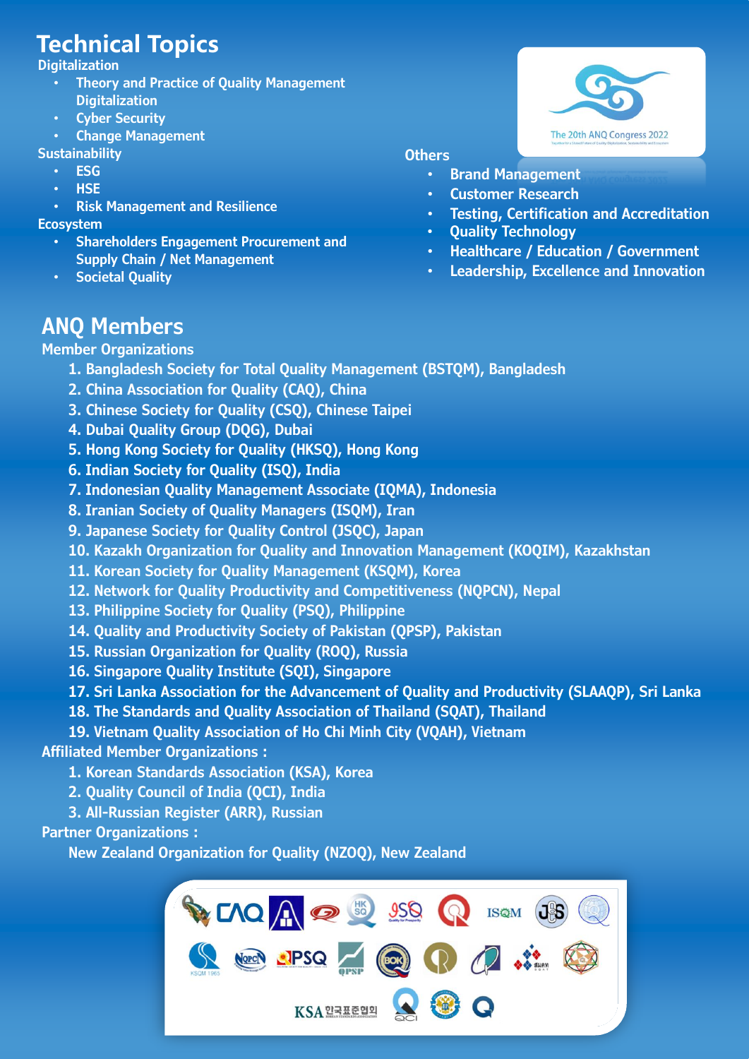## Technical Topics

**Digitalization**

- Theory and Practice of Quality Management Digitalization
- Cyber Security
- Change Management

**Sustainability**

- ESG
- HSE
- Risk Management and Resilience

**Ecosystem**

- Shareholders Engagement Procurement and Supply Chain / Net Management
- Societal Quality

**Others**

- Brand Management
- Customer Research
- Testing, Certification and Accreditation
- Quality Technology
- Healthcare / Education / Government
- Leadership, Excellence and Innovation

## ANQ Members

**Member Organizations**

1. Bangladesh Society for Total Quality Management (BSTQM), Bangladesh
2. China Association for Quality (CAQ), China
3. Chinese Society for Quality (CSQ), Chinese Taipei
4. Dubai Quality Group (DQG), Dubai
5. Hong Kong Society for Quality (HKSQ), Hong Kong
6. Indian Society for Quality (ISQ), India
7. Indonesian Quality Management Associate (IQMA), Indonesia
8. Iranian Society of Quality Managers (ISQM), Iran
9. Japanese Society for Quality Control (JSQC), Japan
10. Kazakh Organization for Quality and Innovation Management (KOQIM), Kazakhstan
11. Korean Society for Quality Management (KSQM), Korea
12. Network for Quality Productivity and Competitiveness (NQPCN), Nepal
13. Philippine Society for Quality (PSQ), Philippine
14. Quality and Productivity Society of Pakistan (QPSP), Pakistan
15. Russian Organization for Quality (ROQ), Russia
16. Singapore Quality Institute (SQI), Singapore
17. Sri Lanka Association for the Advancement of Quality and Productivity (SLAAQP), Sri Lanka
18. The Standards and Quality Association of Thailand (SQAT), Thailand
19. Vietnam Quality Association of Ho Chi Minh City (VQAH), Vietnam

**Affiliated Member Organizations :**

1. Korean Standards Association (KSA), Korea
2. Quality Council of India (QCI), India
3. All-Russian Register (ARR), Russian

**Partner Organizations :**

New Zealand Organization for Quality (NZOQ), New Zealand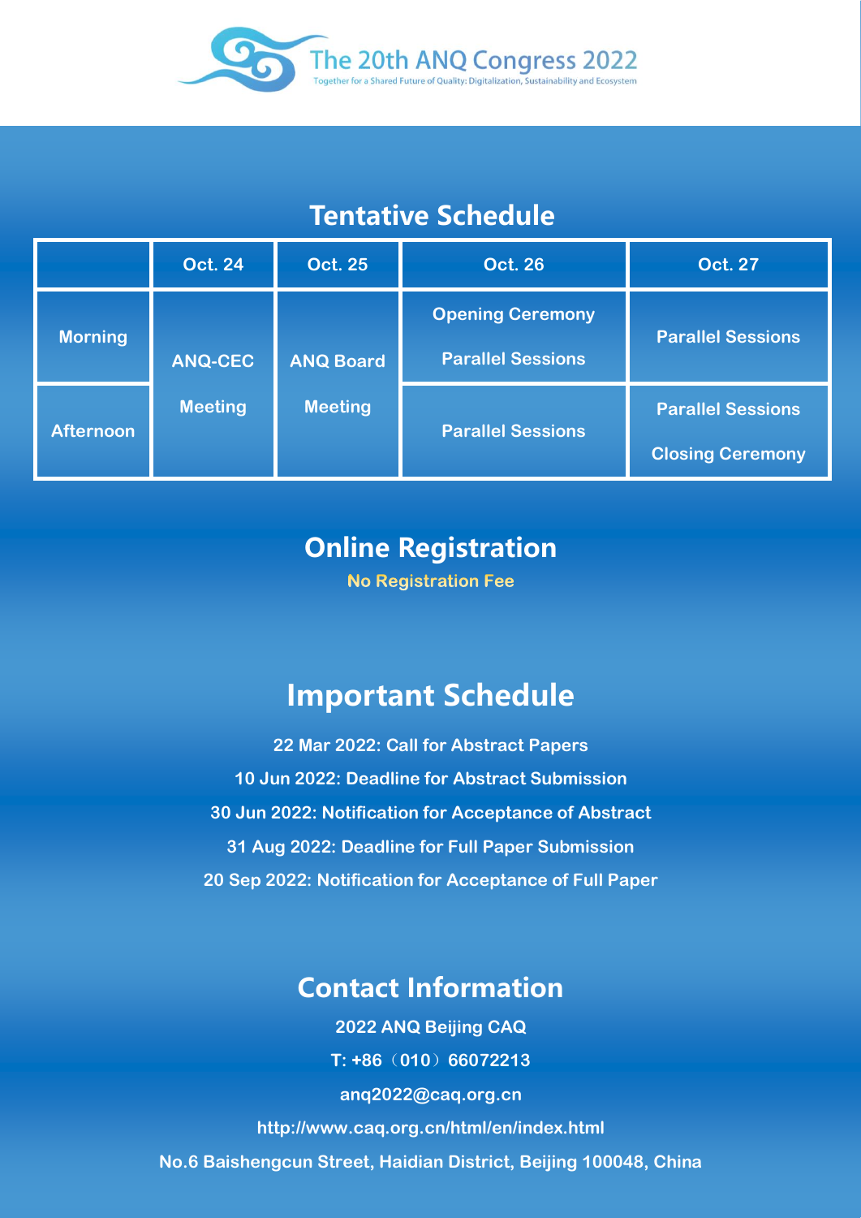The 20th ANQ Congress 2022

Together for a Shared Future of Quality: Digitalization, Sustainability and Ecosystem

## Tentative Schedule

| | Oct. 24 | Oct. 25 | Oct. 26 | Oct. 27 |
|---|---|---|---|---|
| Morning | ANQ-CEC Meeting | ANQ Board Meeting | Opening Ceremony<br>Parallel Sessions | Parallel Sessions |
| Afternoon | | | Parallel Sessions | Parallel Sessions<br>Closing Ceremony |

## Online Registration

**No Registration Fee**

## Important Schedule

**22 Mar 2022: Call for Abstract Papers**

**10 Jun 2022: Deadline for Abstract Submission**

**30 Jun 2022: Notification for Acceptance of Abstract**

**31 Aug 2022: Deadline for Full Paper Submission**

**20 Sep 2022: Notification for Acceptance of Full Paper**

## Contact Information

**2022 ANQ Beijing CAQ**

**T: +86（010）66072213**

**anq2022@caq.org.cn**

**http://www.caq.org.cn/html/en/index.html**

**No.6 Baishengcun Street, Haidian District, Beijing 100048, China**